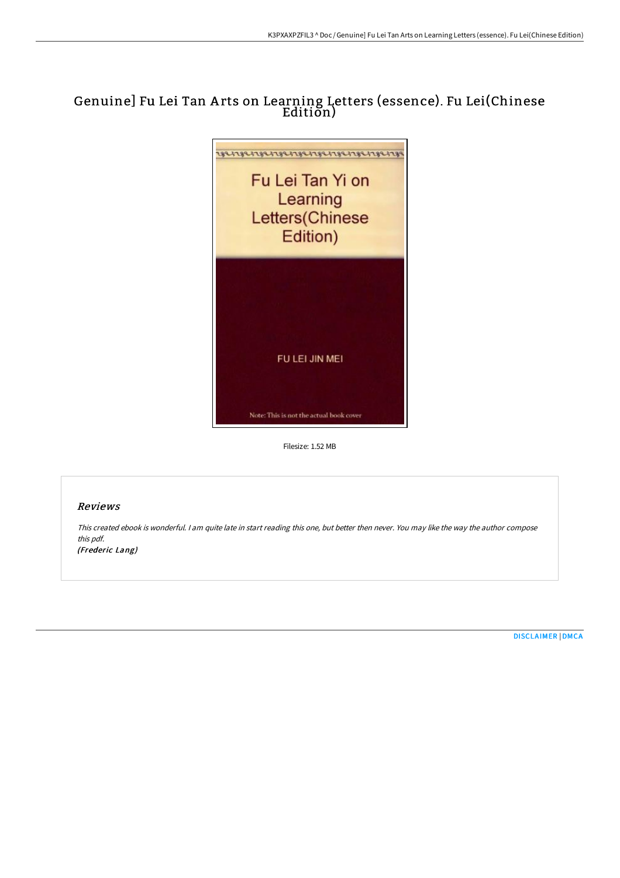# Genuine] Fu Lei Tan Arts on Learning Letters (essence). Fu Lei(Chinese Edition)

Fu Lei Tan Yi on Learning Letters(Chinese Edition)

FU LEI JIN MEI

Note: This is not the actual book cover

Filesize: 1.52 MB

## *Reviews*

*This created ebook is wonderful. I am quite late in start reading this one, but better then never. You may like the way the author compose this pdf.*

***(Frederic Lang)***

DISCLAIMER | DMCA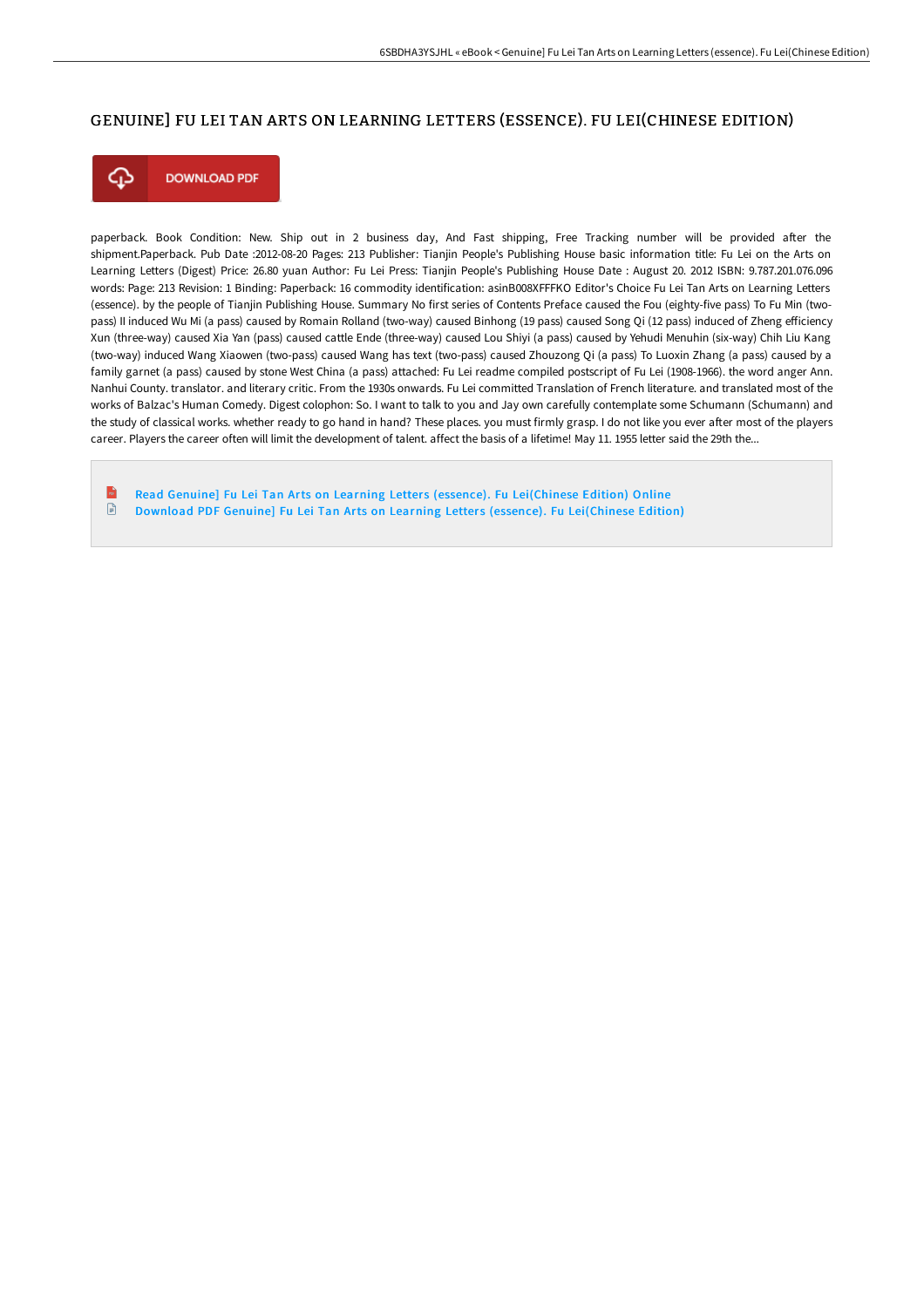# GENUINE] FU LEI TAN ARTS ON LEARNING LETTERS (ESSENCE). FU LEI(CHINESE EDITION)

DOWNLOAD PDF

paperback. Book Condition: New. Ship out in 2 business day, And Fast shipping, Free Tracking number will be provided after the shipment.Paperback. Pub Date :2012-08-20 Pages: 213 Publisher: Tianjin People's Publishing House basic information title: Fu Lei on the Arts on Learning Letters (Digest) Price: 26.80 yuan Author: Fu Lei Press: Tianjin People's Publishing House Date : August 20. 2012 ISBN: 9.787.201.076.096 words: Page: 213 Revision: 1 Binding: Paperback: 16 commodity identification: asinB008XFFFKO Editor's Choice Fu Lei Tan Arts on Learning Letters (essence). by the people of Tianjin Publishing House. Summary No first series of Contents Preface caused the Fou (eighty-five pass) To Fu Min (two-pass) II induced Wu Mi (a pass) caused by Romain Rolland (two-way) caused Binhong (19 pass) caused Song Qi (12 pass) induced of Zheng efficiency Xun (three-way) caused Xia Yan (pass) caused cattle Ende (three-way) caused Lou Shiyi (a pass) caused by Yehudi Menuhin (six-way) Chih Liu Kang (two-way) induced Wang Xiaowen (two-pass) caused Wang has text (two-pass) caused Zhouzong Qi (a pass) To Luoxin Zhang (a pass) caused by a family garnet (a pass) caused by stone West China (a pass) attached: Fu Lei readme compiled postscript of Fu Lei (1908-1966). the word anger Ann. Nanhui County. translator. and literary critic. From the 1930s onwards. Fu Lei committed Translation of French literature. and translated most of the works of Balzac's Human Comedy. Digest colophon: So. I want to talk to you and Jay own carefully contemplate some Schumann (Schumann) and the study of classical works. whether ready to go hand in hand? These places. you must firmly grasp. I do not like you ever after most of the players career. Players the career often will limit the development of talent. affect the basis of a lifetime! May 11. 1955 letter said the 29th the...

- Read Genuine] Fu Lei Tan Arts on Learning Letters (essence). Fu Lei(Chinese Edition) Online
- Download PDF Genuine] Fu Lei Tan Arts on Learning Letters (essence). Fu Lei(Chinese Edition)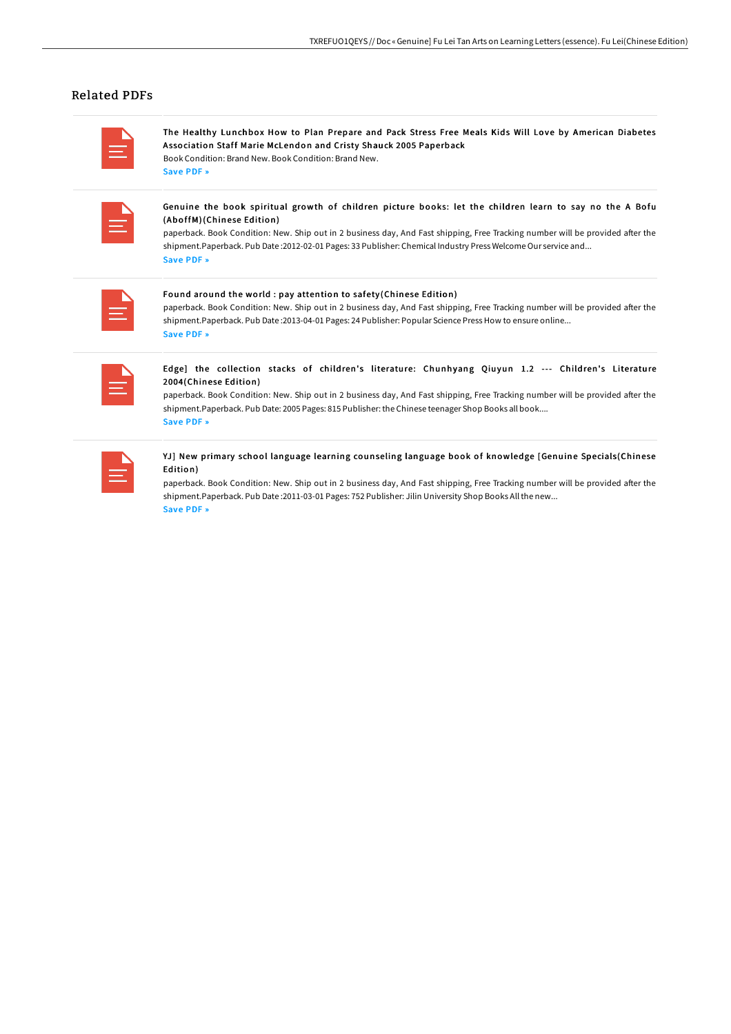## Related PDFs

**The Healthy Lunchbox How to Plan Prepare and Pack Stress Free Meals Kids Will Love by American Diabetes Association Staff Marie McLendon and Cristy Shauck 2005 Paperback**

Book Condition: Brand New. Book Condition: Brand New.

Save PDF »

**Genuine the book spiritual growth of children picture books: let the children learn to say no the A Bofu (AboffM)(Chinese Edition)**

paperback. Book Condition: New. Ship out in 2 business day, And Fast shipping, Free Tracking number will be provided after the shipment.Paperback. Pub Date :2012-02-01 Pages: 33 Publisher: Chemical Industry Press Welcome Our service and...

Save PDF »

**Found around the world : pay attention to safety(Chinese Edition)**

paperback. Book Condition: New. Ship out in 2 business day, And Fast shipping, Free Tracking number will be provided after the shipment.Paperback. Pub Date :2013-04-01 Pages: 24 Publisher: Popular Science Press How to ensure online...

Save PDF »

**Edge] the collection stacks of children's literature: Chunhyang Qiuyun 1.2 --- Children's Literature 2004(Chinese Edition)**

paperback. Book Condition: New. Ship out in 2 business day, And Fast shipping, Free Tracking number will be provided after the shipment.Paperback. Pub Date: 2005 Pages: 815 Publisher: the Chinese teenager Shop Books all book....

Save PDF »

**YJ] New primary school language learning counseling language book of knowledge [Genuine Specials(Chinese Edition)**

paperback. Book Condition: New. Ship out in 2 business day, And Fast shipping, Free Tracking number will be provided after the shipment.Paperback. Pub Date :2011-03-01 Pages: 752 Publisher: Jilin University Shop Books All the new...

Save PDF »